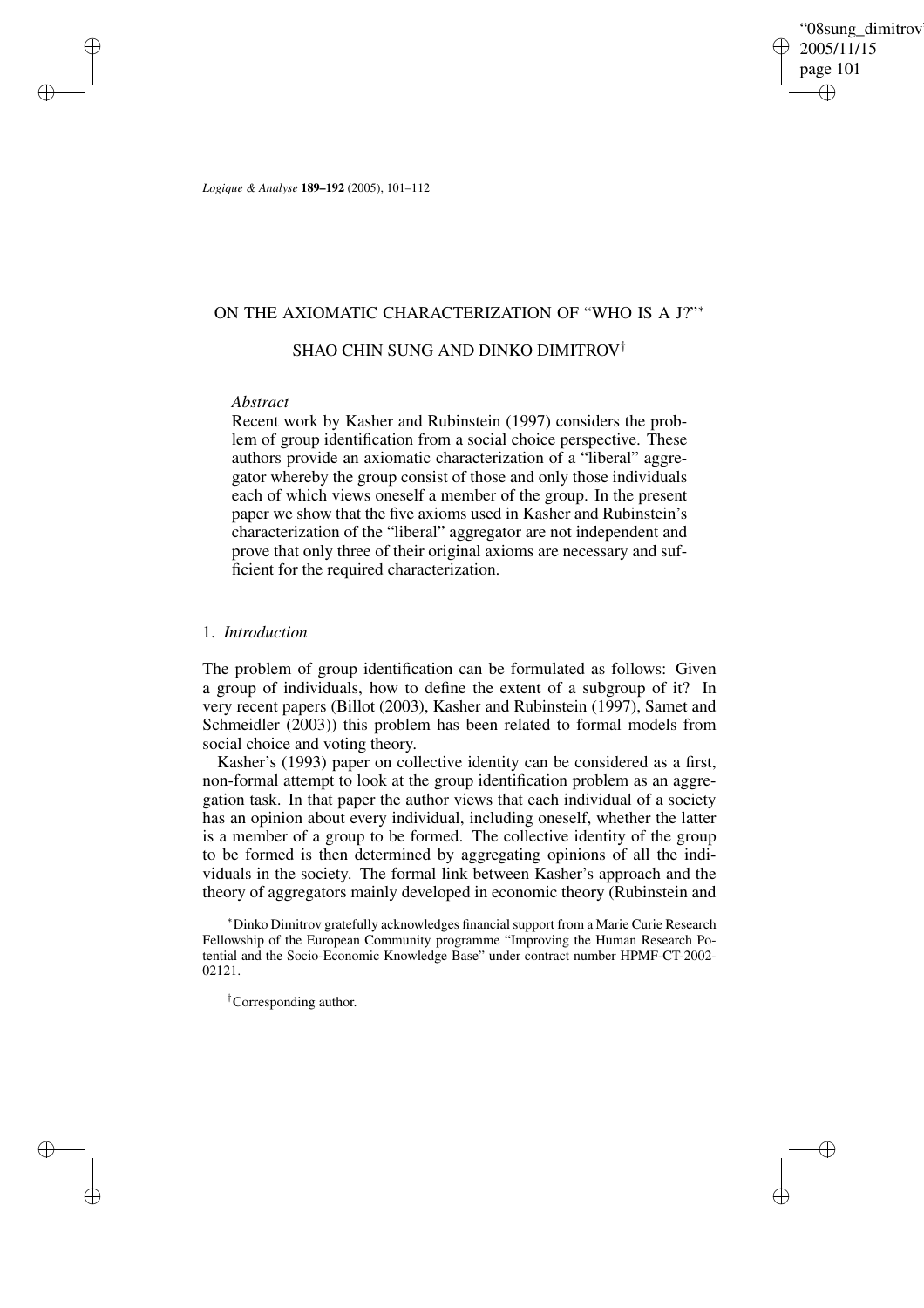# ON THE AXIOMATIC CHARACTERIZATION OF "WHO IS A J?"*

## SHAO CHIN SUNG AND DINKO DIMITROV†

*Abstract*

Recent work by Kasher and Rubinstein (1997) considers the problem of group identification from a social choice perspective. These authors provide an axiomatic characterization of a "liberal" aggregator whereby the group consist of those and only those individuals each of which views oneself a member of the group. In the present paper we show that the five axioms used in Kasher and Rubinstein's characterization of the "liberal" aggregator are not independent and prove that only three of their original axioms are necessary and sufficient for the required characterization.

### 1. *Introduction*

The problem of group identification can be formulated as follows: Given a group of individuals, how to define the extent of a subgroup of it? In very recent papers (Billot (2003), Kasher and Rubinstein (1997), Samet and Schmeidler (2003)) this problem has been related to formal models from social choice and voting theory.

Kasher's (1993) paper on collective identity can be considered as a first, non-formal attempt to look at the group identification problem as an aggregation task. In that paper the author views that each individual of a society has an opinion about every individual, including oneself, whether the latter is a member of a group to be formed. The collective identity of the group to be formed is then determined by aggregating opinions of all the individuals in the society. The formal link between Kasher's approach and the theory of aggregators mainly developed in economic theory (Rubinstein and

*Dinko Dimitrov gratefully acknowledges financial support from a Marie Curie Research Fellowship of the European Community programme "Improving the Human Research Potential and the Socio-Economic Knowledge Base" under contract number HPMF-CT-2002-02121.

†Corresponding author.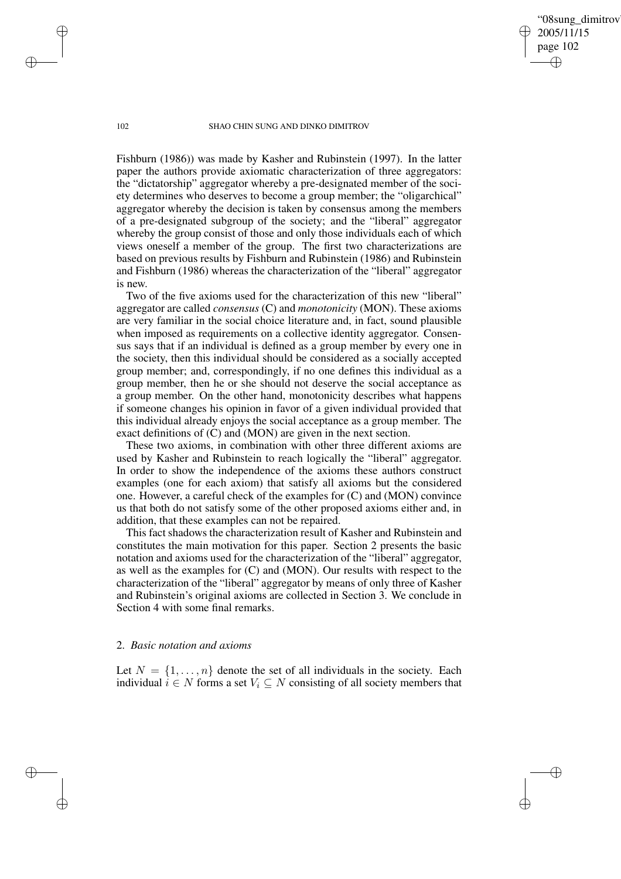Fishburn (1986)) was made by Kasher and Rubinstein (1997). In the latter paper the authors provide axiomatic characterization of three aggregators: the "dictatorship" aggregator whereby a pre-designated member of the society determines who deserves to become a group member; the "oligarchical" aggregator whereby the decision is taken by consensus among the members of a pre-designated subgroup of the society; and the "liberal" aggregator whereby the group consist of those and only those individuals each of which views oneself a member of the group. The first two characterizations are based on previous results by Fishburn and Rubinstein (1986) and Rubinstein and Fishburn (1986) whereas the characterization of the "liberal" aggregator is new.

Two of the five axioms used for the characterization of this new "liberal" aggregator are called *consensus* (C) and *monotonicity* (MON). These axioms are very familiar in the social choice literature and, in fact, sound plausible when imposed as requirements on a collective identity aggregator. Consensus says that if an individual is defined as a group member by every one in the society, then this individual should be considered as a socially accepted group member; and, correspondingly, if no one defines this individual as a group member, then he or she should not deserve the social acceptance as a group member. On the other hand, monotonicity describes what happens if someone changes his opinion in favor of a given individual provided that this individual already enjoys the social acceptance as a group member. The exact definitions of (C) and (MON) are given in the next section.

These two axioms, in combination with other three different axioms are used by Kasher and Rubinstein to reach logically the "liberal" aggregator. In order to show the independence of the axioms these authors construct examples (one for each axiom) that satisfy all axioms but the considered one. However, a careful check of the examples for (C) and (MON) convince us that both do not satisfy some of the other proposed axioms either and, in addition, that these examples can not be repaired.

This fact shadows the characterization result of Kasher and Rubinstein and constitutes the main motivation for this paper. Section 2 presents the basic notation and axioms used for the characterization of the "liberal" aggregator, as well as the examples for (C) and (MON). Our results with respect to the characterization of the "liberal" aggregator by means of only three of Kasher and Rubinstein's original axioms are collected in Section 3. We conclude in Section 4 with some final remarks.

## 2. *Basic notation and axioms*

Let $N = \{1, \ldots, n\}$ denote the set of all individuals in the society. Each individual $i \in N$ forms a set $V_i \subseteq N$ consisting of all society members that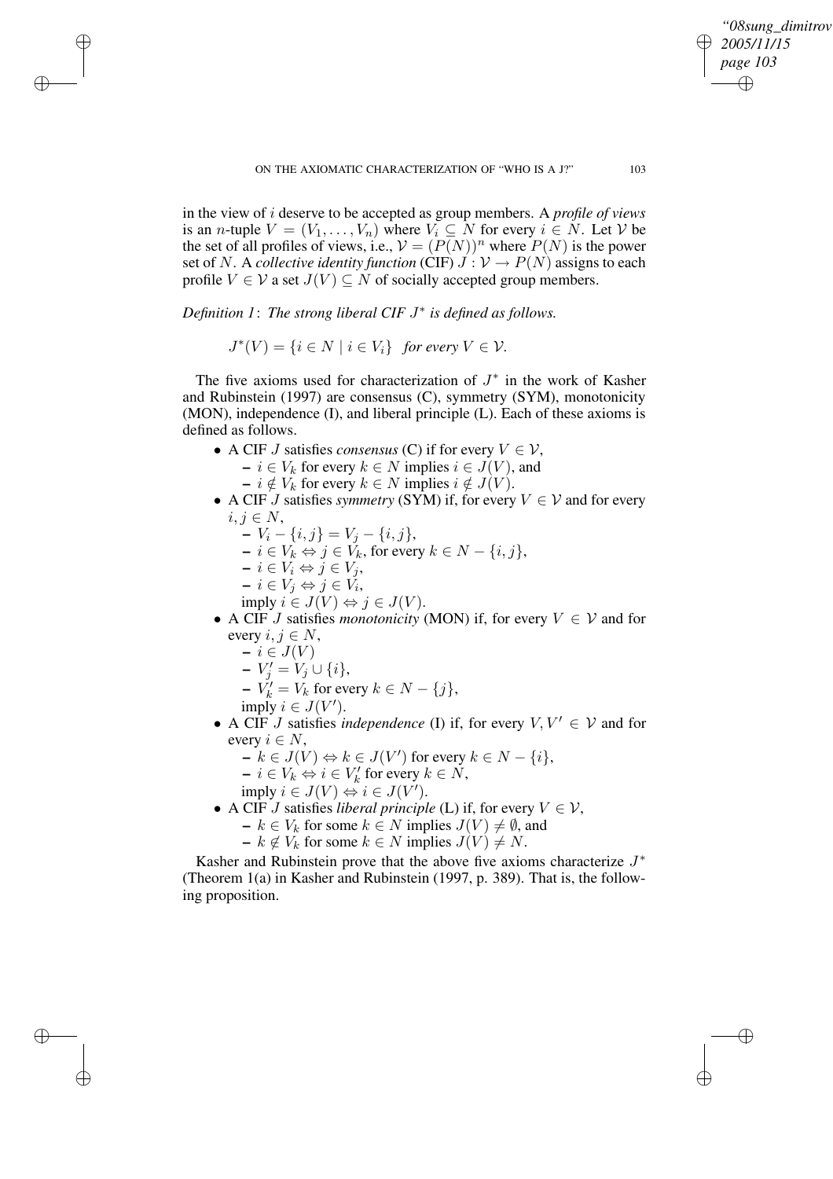in the view of $i$ deserve to be accepted as group members. A *profile of views* is an $n$-tuple $V = (V_1, \ldots, V_n)$ where $V_i \subseteq N$ for every $i \in N$. Let $\mathcal{V}$ be the set of all profiles of views, i.e., $\mathcal{V} = (P(N))^n$ where $P(N)$ is the power set of $N$. A *collective identity function* (CIF) $J : \mathcal{V} \rightarrow P(N)$ assigns to each profile $V \in \mathcal{V}$ a set $J(V) \subseteq N$ of socially accepted group members.

*Definition 1*: *The strong liberal CIF $J^*$ is defined as follows.*

$$J^*(V) = \{i \in N \mid i \in V_i\} \quad \textit{for every } V \in \mathcal{V}.$$

The five axioms used for characterization of $J^*$ in the work of Kasher and Rubinstein (1997) are consensus (C), symmetry (SYM), monotonicity (MON), independence (I), and liberal principle (L). Each of these axioms is defined as follows.

- A CIF $J$ satisfies *consensus* (C) if for every $V \in \mathcal{V}$,
  - $i \in V_k$ for every $k \in N$ implies $i \in J(V)$, and
  - $i \notin V_k$ for every $k \in N$ implies $i \notin J(V)$.
- A CIF $J$ satisfies *symmetry* (SYM) if, for every $V \in \mathcal{V}$ and for every $i, j \in N$,
  - $V_i - \{i, j\} = V_j - \{i, j\}$,
  - $i \in V_k \Leftrightarrow j \in V_k$, for every $k \in N - \{i, j\}$,
  - $i \in V_i \Leftrightarrow j \in V_j$,
  - $i \in V_j \Leftrightarrow j \in V_i$,

  imply $i \in J(V) \Leftrightarrow j \in J(V)$.
- A CIF $J$ satisfies *monotonicity* (MON) if, for every $V \in \mathcal{V}$ and for every $i, j \in N$,
  - $i \in J(V)$
  - $V'_j = V_j \cup \{i\}$,
  - $V'_k = V_k$ for every $k \in N - \{j\}$,

  imply $i \in J(V')$.
- A CIF $J$ satisfies *independence* (I) if, for every $V, V' \in \mathcal{V}$ and for every $i \in N$,
  - $k \in J(V) \Leftrightarrow k \in J(V')$ for every $k \in N - \{i\}$,
  - $i \in V_k \Leftrightarrow i \in V'_k$ for every $k \in N$,

  imply $i \in J(V) \Leftrightarrow i \in J(V')$.
- A CIF $J$ satisfies *liberal principle* (L) if, for every $V \in \mathcal{V}$,
  - $k \in V_k$ for some $k \in N$ implies $J(V) \neq \emptyset$, and
  - $k \notin V_k$ for some $k \in N$ implies $J(V) \neq N$.

Kasher and Rubinstein prove that the above five axioms characterize $J^*$ (Theorem 1(a) in Kasher and Rubinstein (1997, p. 389). That is, the following proposition.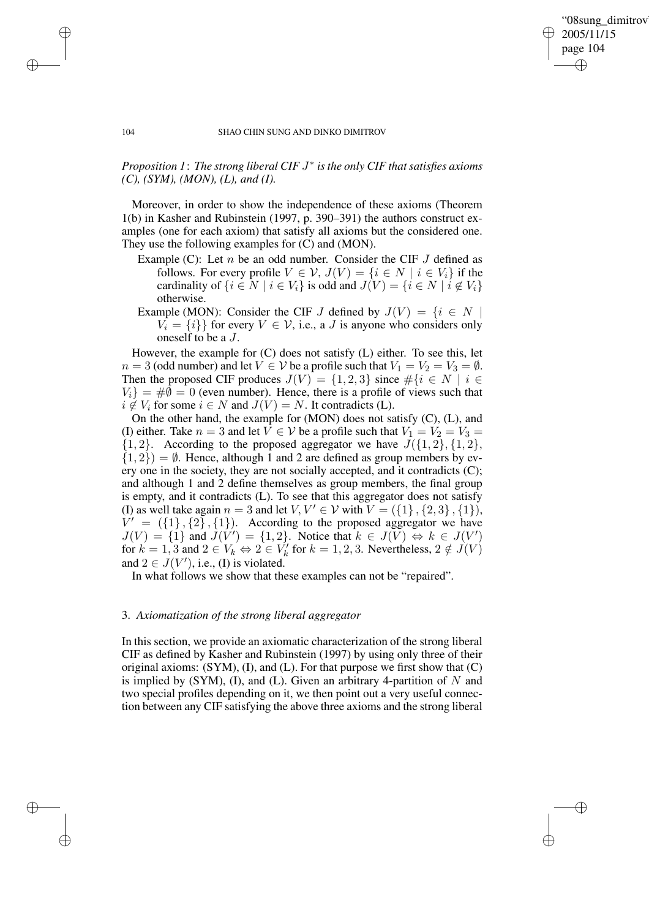*Proposition 1*: *The strong liberal CIF $J^*$ is the only CIF that satisfies axioms (C), (SYM), (MON), (L), and (I).*

Moreover, in order to show the independence of these axioms (Theorem 1(b) in Kasher and Rubinstein (1997, p. 390–391) the authors construct examples (one for each axiom) that satisfy all axioms but the considered one. They use the following examples for (C) and (MON).

Example (C): Let $n$ be an odd number. Consider the CIF $J$ defined as follows. For every profile $V \in \mathcal{V}$, $J(V) = \{i \in N \mid i \in V_i\}$ if the cardinality of $\{i \in N \mid i \in V_i\}$ is odd and $J(V) = \{i \in N \mid i \notin V_i\}$ otherwise.

Example (MON): Consider the CIF $J$ defined by $J(V) = \{i \in N \mid V_i = \{i\}\}$ for every $V \in \mathcal{V}$, i.e., a $J$ is anyone who considers only oneself to be a $J$.

However, the example for (C) does not satisfy (L) either. To see this, let $n = 3$ (odd number) and let $V \in \mathcal{V}$ be a profile such that $V_1 = V_2 = V_3 = \emptyset$. Then the proposed CIF produces $J(V) = \{1, 2, 3\}$ since $\#\{i \in N \mid i \in V_i\} = \#\emptyset = 0$ (even number). Hence, there is a profile of views such that $i \notin V_i$ for some $i \in N$ and $J(V) = N$. It contradicts (L).

On the other hand, the example for (MON) does not satisfy (C), (L), and (I) either. Take $n = 3$ and let $V \in \mathcal{V}$ be a profile such that $V_1 = V_2 = V_3 = \{1, 2\}$. According to the proposed aggregator we have $J(\{1, 2\}, \{1, 2\}, \{1, 2\}) = \emptyset$. Hence, although 1 and 2 are defined as group members by every one in the society, they are not socially accepted, and it contradicts (C); and although 1 and 2 define themselves as group members, the final group is empty, and it contradicts (L). To see that this aggregator does not satisfy (I) as well take again $n = 3$ and let $V, V' \in \mathcal{V}$ with $V = (\{1\}, \{2, 3\}, \{1\})$, $V' = (\{1\}, \{2\}, \{1\})$. According to the proposed aggregator we have $J(V) = \{1\}$ and $J(V') = \{1, 2\}$. Notice that $k \in J(V) \Leftrightarrow k \in J(V')$ for $k = 1, 3$ and $2 \in V_k \Leftrightarrow 2 \in V'_k$ for $k = 1, 2, 3$. Nevertheless, $2 \notin J(V)$ and $2 \in J(V')$, i.e., (I) is violated.

In what follows we show that these examples can not be "repaired".

## 3. *Axiomatization of the strong liberal aggregator*

In this section, we provide an axiomatic characterization of the strong liberal CIF as defined by Kasher and Rubinstein (1997) by using only three of their original axioms: (SYM), (I), and (L). For that purpose we first show that (C) is implied by (SYM), (I), and (L). Given an arbitrary 4-partition of $N$ and two special profiles depending on it, we then point out a very useful connection between any CIF satisfying the above three axioms and the strong liberal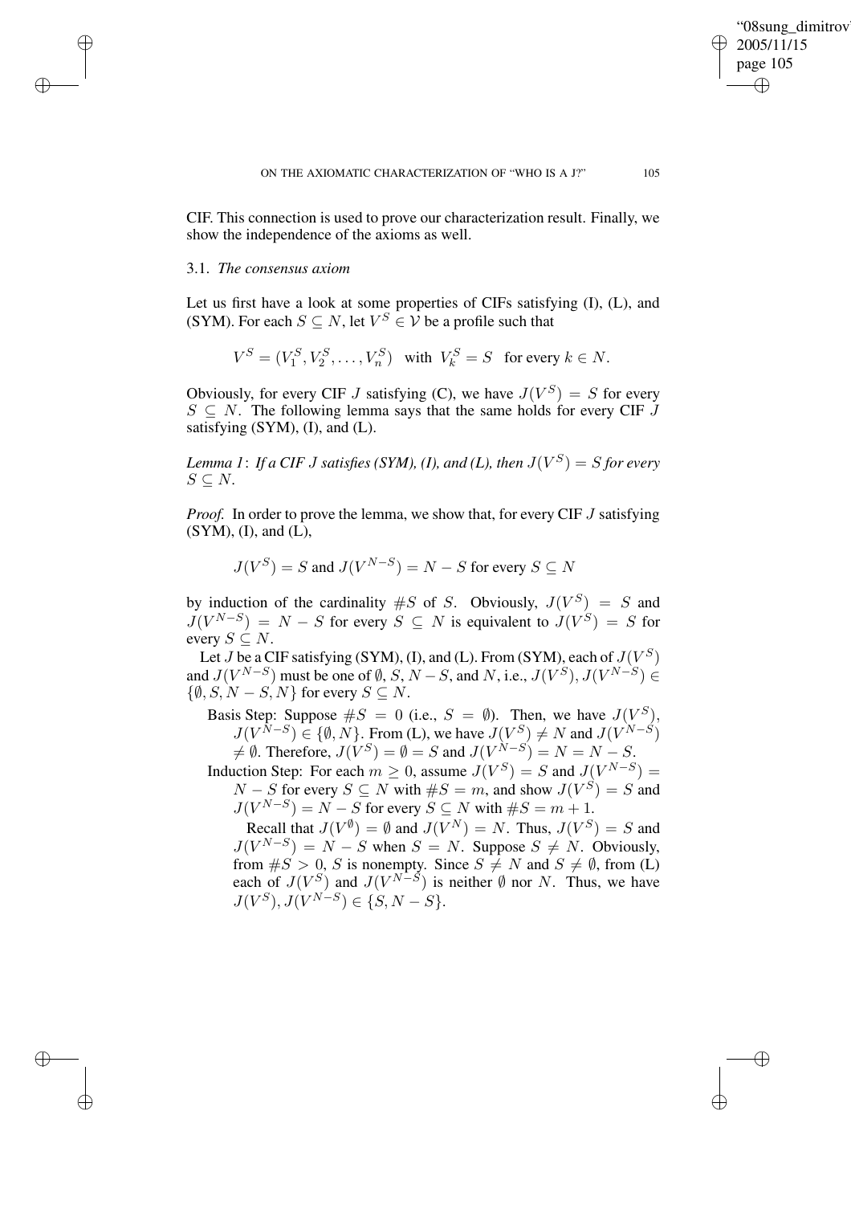CIF. This connection is used to prove our characterization result. Finally, we show the independence of the axioms as well.

### 3.1. *The consensus axiom*

Let us first have a look at some properties of CIFs satisfying (I), (L), and (SYM). For each $S \subseteq N$, let $V^S \in \mathcal{V}$ be a profile such that

$$V^S = (V_1^S, V_2^S, \ldots, V_n^S) \quad \text{with} \quad V_k^S = S \quad \text{for every } k \in N.$$

Obviously, for every CIF $J$ satisfying (C), we have $J(V^S) = S$ for every $S \subseteq N$. The following lemma says that the same holds for every CIF $J$ satisfying (SYM), (I), and (L).

*Lemma 1*: *If a CIF $J$ satisfies (SYM), (I), and (L), then $J(V^S) = S$ for every $S \subseteq N$.*

*Proof.* In order to prove the lemma, we show that, for every CIF $J$ satisfying (SYM), (I), and (L),

$$J(V^S) = S \text{ and } J(V^{N-S}) = N - S \text{ for every } S \subseteq N$$

by induction of the cardinality $\#S$ of $S$. Obviously, $J(V^S) = S$ and $J(V^{N-S}) = N - S$ for every $S \subseteq N$ is equivalent to $J(V^S) = S$ for every $S \subseteq N$.

Let $J$ be a CIF satisfying (SYM), (I), and (L). From (SYM), each of $J(V^S)$ and $J(V^{N-S})$ must be one of $\emptyset$, $S$, $N - S$, and $N$, i.e., $J(V^S), J(V^{N-S}) \in \{\emptyset, S, N - S, N\}$ for every $S \subseteq N$.

Basis Step: Suppose $\#S = 0$ (i.e., $S = \emptyset$). Then, we have $J(V^S)$, $J(V^{N-S}) \in \{\emptyset, N\}$. From (L), we have $J(V^S) \neq N$ and $J(V^{N-S}) \neq \emptyset$. Therefore, $J(V^S) = \emptyset = S$ and $J(V^{N-S}) = N = N - S$.

Induction Step: For each $m \geq 0$, assume $J(V^S) = S$ and $J(V^{N-S}) = N - S$ for every $S \subseteq N$ with $\#S = m$, and show $J(V^S) = S$ and $J(V^{N-S}) = N - S$ for every $S \subseteq N$ with $\#S = m + 1$.

Recall that $J(V^\emptyset) = \emptyset$ and $J(V^N) = N$. Thus, $J(V^S) = S$ and $J(V^{N-S}) = N - S$ when $S = N$. Suppose $S \neq N$. Obviously, from $\#S > 0$, $S$ is nonempty. Since $S \neq N$ and $S \neq \emptyset$, from (L) each of $J(V^S)$ and $J(V^{N-S})$ is neither $\emptyset$ nor $N$. Thus, we have $J(V^S), J(V^{N-S}) \in \{S, N - S\}$.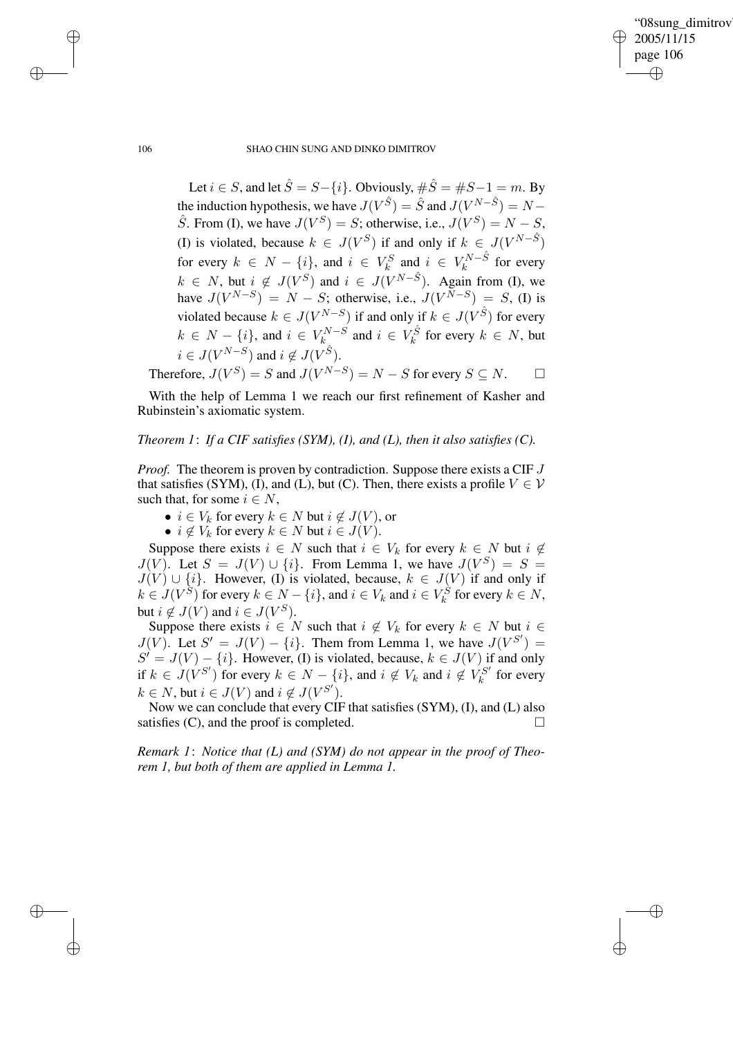Let $i \in S$, and let $\hat{S} = S - \{i\}$. Obviously, $\#\hat{S} = \#S - 1 = m$. By the induction hypothesis, we have $J(V^{\hat{S}}) = \hat{S}$ and $J(V^{N-\hat{S}}) = N - \hat{S}$. From (I), we have $J(V^S) = S$; otherwise, i.e., $J(V^S) = N - S$, (I) is violated, because $k \in J(V^S)$ if and only if $k \in J(V^{N-\hat{S}})$ for every $k \in N - \{i\}$, and $i \in V_k^S$ and $i \in V_k^{N-\hat{S}}$ for every $k \in N$, but $i \notin J(V^S)$ and $i \in J(V^{N-\hat{S}})$. Again from (I), we have $J(V^{N-S}) = N - S$; otherwise, i.e., $J(V^{N-S}) = S$, (I) is violated because $k \in J(V^{N-S})$ if and only if $k \in J(V^{\hat{S}})$ for every $k \in N - \{i\}$, and $i \in V_k^{N-S}$ and $i \in V_k^{\hat{S}}$ for every $k \in N$, but $i \in J(V^{N-S})$ and $i \notin J(V^{\hat{S}})$.

Therefore, $J(V^S) = S$ and $J(V^{N-S}) = N - S$ for every $S \subseteq N$. □

With the help of Lemma 1 we reach our first refinement of Kasher and Rubinstein's axiomatic system.

*Theorem 1*: *If a CIF satisfies (SYM), (I), and (L), then it also satisfies (C).*

*Proof.* The theorem is proven by contradiction. Suppose there exists a CIF $J$ that satisfies (SYM), (I), and (L), but (C). Then, there exists a profile $V \in \mathcal{V}$ such that, for some $i \in N$,

- $i \in V_k$ for every $k \in N$ but $i \notin J(V)$, or
- $i \notin V_k$ for every $k \in N$ but $i \in J(V)$.

Suppose there exists $i \in N$ such that $i \in V_k$ for every $k \in N$ but $i \notin J(V)$. Let $S = J(V) \cup \{i\}$. From Lemma 1, we have $J(V^S) = S = J(V) \cup \{i\}$. However, (I) is violated, because, $k \in J(V)$ if and only if $k \in J(V^S)$ for every $k \in N - \{i\}$, and $i \in V_k$ and $i \in V_k^S$ for every $k \in N$, but $i \notin J(V)$ and $i \in J(V^S)$.

Suppose there exists $i \in N$ such that $i \notin V_k$ for every $k \in N$ but $i \in J(V)$. Let $S' = J(V) - \{i\}$. Them from Lemma 1, we have $J(V^{S'}) = S' = J(V) - \{i\}$. However, (I) is violated, because, $k \in J(V)$ if and only if $k \in J(V^{S'})$ for every $k \in N - \{i\}$, and $i \notin V_k$ and $i \notin V_k^{S'}$ for every $k \in N$, but $i \in J(V)$ and $i \notin J(V^{S'})$.

Now we can conclude that every CIF that satisfies (SYM), (I), and (L) also satisfies (C), and the proof is completed. □

*Remark 1*: *Notice that (L) and (SYM) do not appear in the proof of Theorem 1, but both of them are applied in Lemma 1.*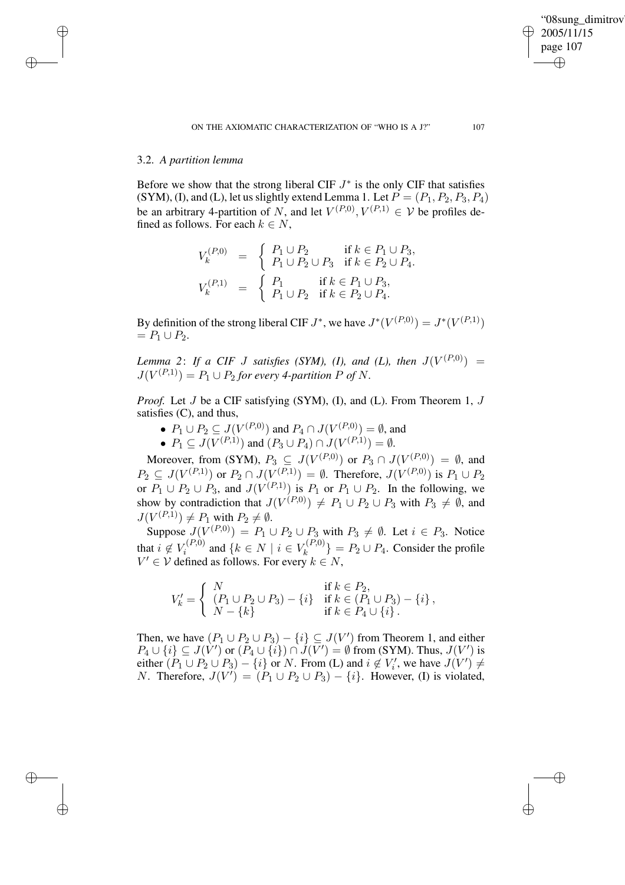### 3.2. *A partition lemma*

Before we show that the strong liberal CIF $J^*$ is the only CIF that satisfies (SYM), (I), and (L), let us slightly extend Lemma 1. Let $P = (P_1, P_2, P_3, P_4)$ be an arbitrary 4-partition of $N$, and let $V^{(P,0)}, V^{(P,1)} \in \mathcal{V}$ be profiles defined as follows. For each $k \in N$,

$$V_k^{(P,0)} = \begin{cases} P_1 \cup P_2 & \text{if } k \in P_1 \cup P_3, \\ P_1 \cup P_2 \cup P_3 & \text{if } k \in P_2 \cup P_4. \end{cases}$$

$$V_k^{(P,1)} = \begin{cases} P_1 & \text{if } k \in P_1 \cup P_3, \\ P_1 \cup P_2 & \text{if } k \in P_2 \cup P_4. \end{cases}$$

By definition of the strong liberal CIF $J^*$, we have $J^*(V^{(P,0)}) = J^*(V^{(P,1)}) = P_1 \cup P_2$.

*Lemma 2*: *If a CIF $J$ satisfies (SYM), (I), and (L), then $J(V^{(P,0)}) = J(V^{(P,1)}) = P_1 \cup P_2$ for every 4-partition $P$ of $N$.*

*Proof.* Let $J$ be a CIF satisfying (SYM), (I), and (L). From Theorem 1, $J$ satisfies (C), and thus,

- $P_1 \cup P_2 \subseteq J(V^{(P,0)})$ and $P_4 \cap J(V^{(P,0)}) = \emptyset$, and
- $P_1 \subseteq J(V^{(P,1)})$ and $(P_3 \cup P_4) \cap J(V^{(P,1)}) = \emptyset$.

Moreover, from (SYM), $P_3 \subseteq J(V^{(P,0)})$ or $P_3 \cap J(V^{(P,0)}) = \emptyset$, and $P_2 \subseteq J(V^{(P,1)})$ or $P_2 \cap J(V^{(P,1)}) = \emptyset$. Therefore, $J(V^{(P,0)})$ is $P_1 \cup P_2$ or $P_1 \cup P_2 \cup P_3$, and $J(V^{(P,1)})$ is $P_1$ or $P_1 \cup P_2$. In the following, we show by contradiction that $J(V^{(P,0)}) \neq P_1 \cup P_2 \cup P_3$ with $P_3 \neq \emptyset$, and $J(V^{(P,1)}) \neq P_1$ with $P_2 \neq \emptyset$.

Suppose $J(V^{(P,0)}) = P_1 \cup P_2 \cup P_3$ with $P_3 \neq \emptyset$. Let $i \in P_3$. Notice that $i \notin V_i^{(P,0)}$ and $\{k \in N \mid i \in V_k^{(P,0)}\} = P_2 \cup P_4$. Consider the profile $V' \in \mathcal{V}$ defined as follows. For every $k \in N$,

$$V'_k = \begin{cases} N & \text{if } k \in P_2, \\ (P_1 \cup P_2 \cup P_3) - \{i\} & \text{if } k \in (P_1 \cup P_3) - \{i\}, \\ N - \{k\} & \text{if } k \in P_4 \cup \{i\}. \end{cases}$$

Then, we have $(P_1 \cup P_2 \cup P_3) - \{i\} \subseteq J(V')$ from Theorem 1, and either $P_4 \cup \{i\} \subseteq J(V')$ or $(P_4 \cup \{i\}) \cap J(V') = \emptyset$ from (SYM). Thus, $J(V')$ is either $(P_1 \cup P_2 \cup P_3) - \{i\}$ or $N$. From (L) and $i \notin V'_i$, we have $J(V') \neq N$. Therefore, $J(V') = (P_1 \cup P_2 \cup P_3) - \{i\}$. However, (I) is violated,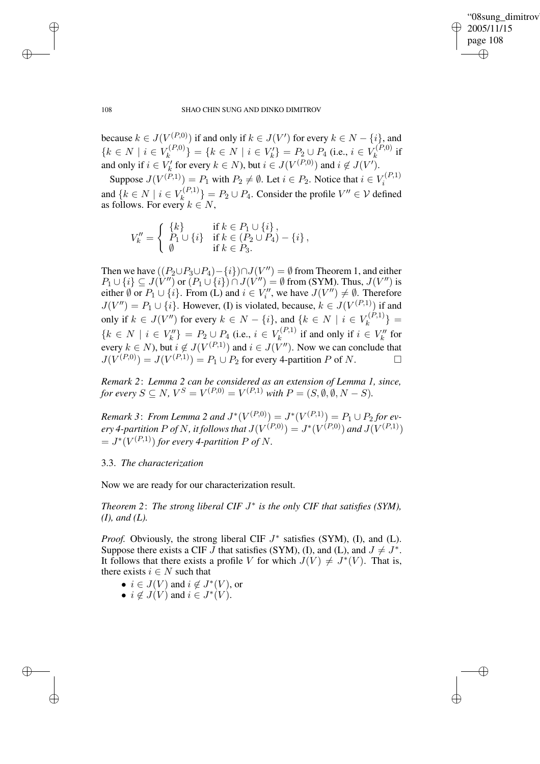because $k \in J(V^{(P,0)})$ if and only if $k \in J(V')$ for every $k \in N - \{i\}$, and $\{k \in N \mid i \in V_k^{(P,0)}\} = \{k \in N \mid i \in V'_k\} = P_2 \cup P_4$ (i.e., $i \in V_k^{(P,0)}$ if and only if $i \in V'_k$ for every $k \in N$), but $i \in J(V^{(P,0)})$ and $i \notin J(V')$.

Suppose $J(V^{(P,1)}) = P_1$ with $P_2 \neq \emptyset$. Let $i \in P_2$. Notice that $i \in V_i^{(P,1)}$ and $\{k \in N \mid i \in V_k^{(P,1)}\} = P_2 \cup P_4$. Consider the profile $V'' \in \mathcal{V}$ defined as follows. For every $k \in N$,

$$V''_k = \begin{cases} \{k\} & \text{if } k \in P_1 \cup \{i\}, \\ P_1 \cup \{i\} & \text{if } k \in (P_2 \cup P_4) - \{i\}, \\ \emptyset & \text{if } k \in P_3. \end{cases}$$

Then we have $((P_2 \cup P_3 \cup P_4) - \{i\}) \cap J(V'') = \emptyset$ from Theorem 1, and either $P_1 \cup \{i\} \subseteq J(V'')$ or $(P_1 \cup \{i\}) \cap J(V'') = \emptyset$ from (SYM). Thus, $J(V'')$ is either $\emptyset$ or $P_1 \cup \{i\}$. From (L) and $i \in V''_i$, we have $J(V'') \neq \emptyset$. Therefore $J(V'') = P_1 \cup \{i\}$. However, (I) is violated, because, $k \in J(V^{(P,1)})$ if and only if $k \in J(V'')$ for every $k \in N - \{i\}$, and $\{k \in N \mid i \in V_k^{(P,1)}\} = \{k \in N \mid i \in V''_k\} = P_2 \cup P_4$ (i.e., $i \in V_k^{(P,1)}$ if and only if $i \in V''_k$ for every $k \in N$), but $i \notin J(V^{(P,1)})$ and $i \in J(V'')$. Now we can conclude that $J(V^{(P,0)}) = J(V^{(P,1)}) = P_1 \cup P_2$ for every 4-partition $P$ of $N$. □

*Remark 2*: *Lemma 2 can be considered as an extension of Lemma 1, since, for every $S \subseteq N$, $V^S = V^{(P,0)} = V^{(P,1)}$ with $P = (S, \emptyset, \emptyset, N - S)$.*

*Remark 3*: *From Lemma 2 and $J^*(V^{(P,0)}) = J^*(V^{(P,1)}) = P_1 \cup P_2$ for every 4-partition $P$ of $N$, it follows that $J(V^{(P,0)}) = J^*(V^{(P,0)})$ and $J(V^{(P,1)}) = J^*(V^{(P,1)})$ for every 4-partition $P$ of $N$.*

### 3.3. *The characterization*

Now we are ready for our characterization result.

*Theorem 2*: *The strong liberal CIF $J^*$ is the only CIF that satisfies (SYM), (I), and (L).*

*Proof.* Obviously, the strong liberal CIF $J^*$ satisfies (SYM), (I), and (L). Suppose there exists a CIF $J$ that satisfies (SYM), (I), and (L), and $J \neq J^*$. It follows that there exists a profile $V$ for which $J(V) \neq J^*(V)$. That is, there exists $i \in N$ such that

- $i \in J(V)$ and $i \notin J^*(V)$, or
- $i \notin J(V)$ and $i \in J^*(V)$.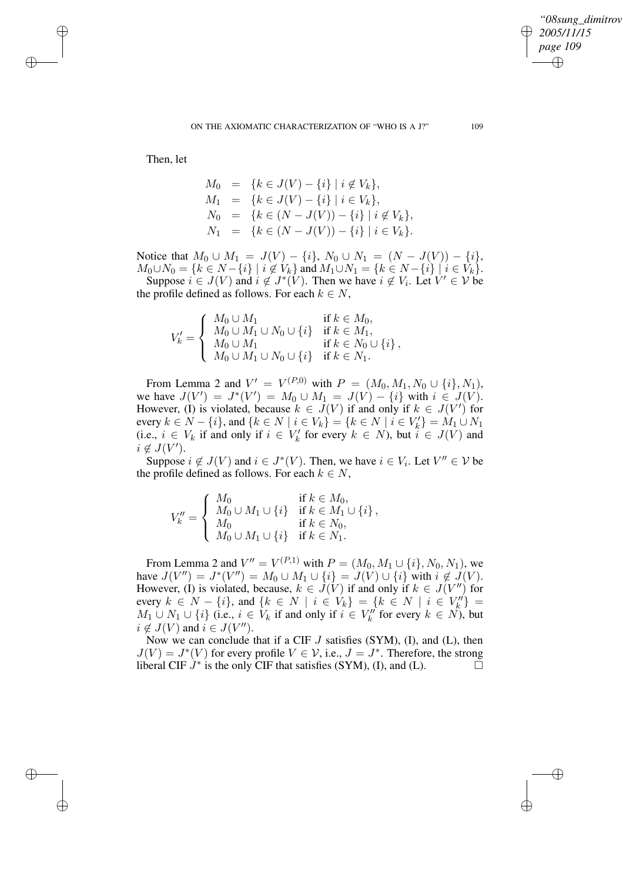Then, let

$$\begin{aligned}
M_0 &= \{k \in J(V) - \{i\} \mid i \notin V_k\}, \\
M_1 &= \{k \in J(V) - \{i\} \mid i \in V_k\}, \\
N_0 &= \{k \in (N - J(V)) - \{i\} \mid i \notin V_k\}, \\
N_1 &= \{k \in (N - J(V)) - \{i\} \mid i \in V_k\}.
\end{aligned}$$

Notice that $M_0 \cup M_1 = J(V) - \{i\}$, $N_0 \cup N_1 = (N - J(V)) - \{i\}$, $M_0 \cup N_0 = \{k \in N - \{i\} \mid i \notin V_k\}$ and $M_1 \cup N_1 = \{k \in N - \{i\} \mid i \in V_k\}$.

Suppose $i \in J(V)$ and $i \notin J^*(V)$. Then we have $i \notin V_i$. Let $V' \in \mathcal{V}$ be the profile defined as follows. For each $k \in N$,

$$V'_k = \begin{cases} M_0 \cup M_1 & \text{if } k \in M_0, \\ M_0 \cup M_1 \cup N_0 \cup \{i\} & \text{if } k \in M_1, \\ M_0 \cup M_1 & \text{if } k \in N_0 \cup \{i\}, \\ M_0 \cup M_1 \cup N_0 \cup \{i\} & \text{if } k \in N_1. \end{cases}$$

From Lemma 2 and $V' = V^{(P,0)}$ with $P = (M_0, M_1, N_0 \cup \{i\}, N_1)$, we have $J(V') = J^*(V') = M_0 \cup M_1 = J(V) - \{i\}$ with $i \in J(V)$. However, (I) is violated, because $k \in J(V)$ if and only if $k \in J(V')$ for every $k \in N - \{i\}$, and $\{k \in N \mid i \in V_k\} = \{k \in N \mid i \in V'_k\} = M_1 \cup N_1$ (i.e., $i \in V_k$ if and only if $i \in V'_k$ for every $k \in N$), but $i \in J(V)$ and $i \notin J(V')$.

Suppose $i \notin J(V)$ and $i \in J^*(V)$. Then, we have $i \in V_i$. Let $V'' \in \mathcal{V}$ be the profile defined as follows. For each $k \in N$,

$$V''_k = \begin{cases} M_0 & \text{if } k \in M_0, \\ M_0 \cup M_1 \cup \{i\} & \text{if } k \in M_1 \cup \{i\}, \\ M_0 & \text{if } k \in N_0, \\ M_0 \cup M_1 \cup \{i\} & \text{if } k \in N_1. \end{cases}$$

From Lemma 2 and $V'' = V^{(P,1)}$ with $P = (M_0, M_1 \cup \{i\}, N_0, N_1)$, we have $J(V'') = J^*(V'') = M_0 \cup M_1 \cup \{i\} = J(V) \cup \{i\}$ with $i \notin J(V)$. However, (I) is violated, because, $k \in J(V)$ if and only if $k \in J(V'')$ for every $k \in N - \{i\}$, and $\{k \in N \mid i \in V_k\} = \{k \in N \mid i \in V''_k\} = M_1 \cup N_1 \cup \{i\}$ (i.e., $i \in V_k$ if and only if $i \in V''_k$ for every $k \in N$), but $i \notin J(V)$ and $i \in J(V'')$.

Now we can conclude that if a CIF $J$ satisfies (SYM), (I), and (L), then $J(V) = J^*(V)$ for every profile $V \in \mathcal{V}$, i.e., $J = J^*$. Therefore, the strong liberal CIF $J^*$ is the only CIF that satisfies (SYM), (I), and (L). □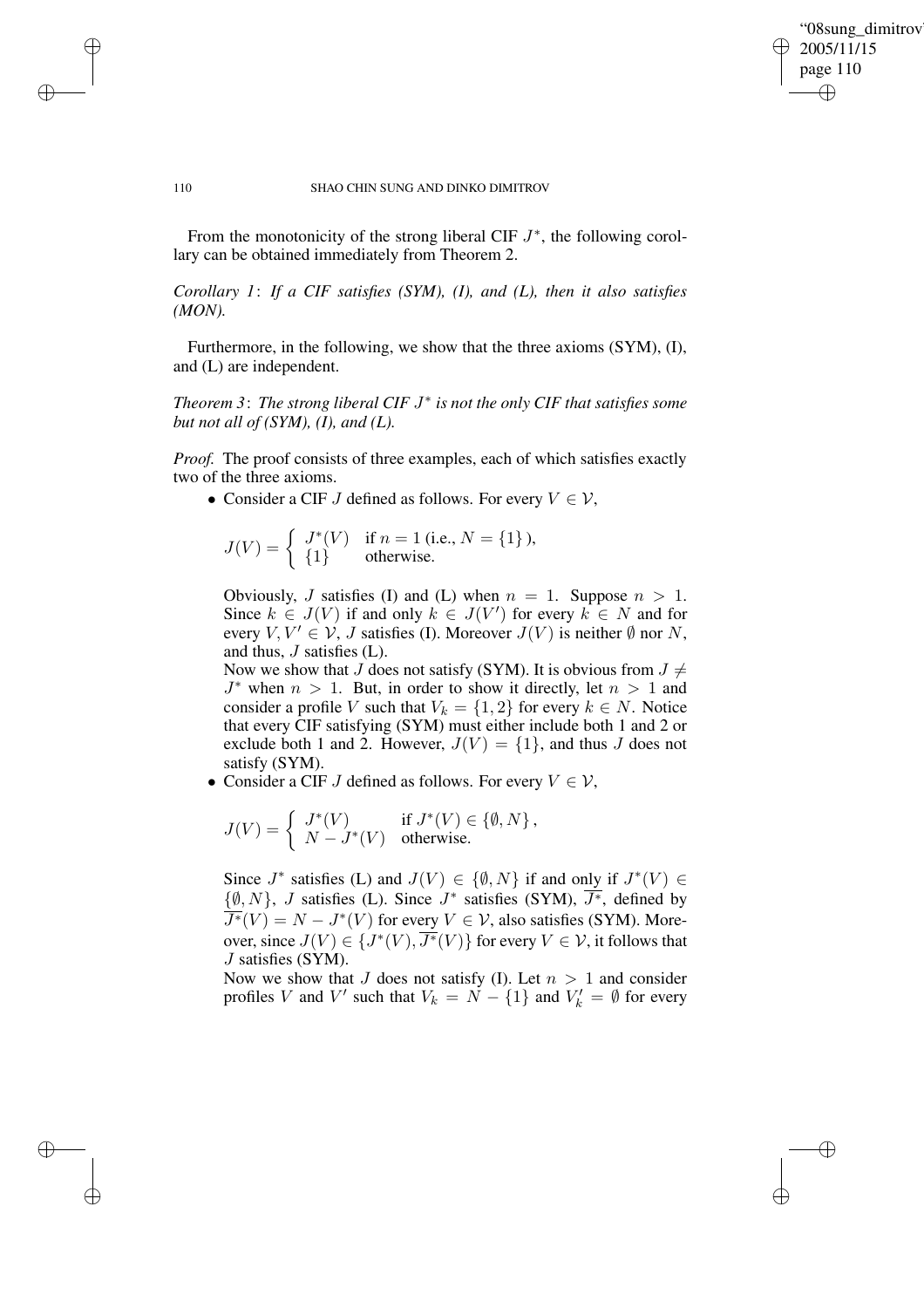From the monotonicity of the strong liberal CIF $J^*$, the following corollary can be obtained immediately from Theorem 2.

*Corollary 1*: *If a CIF satisfies (SYM), (I), and (L), then it also satisfies (MON).*

Furthermore, in the following, we show that the three axioms (SYM), (I), and (L) are independent.

*Theorem 3*: *The strong liberal CIF $J^*$ is not the only CIF that satisfies some but not all of (SYM), (I), and (L).*

*Proof.* The proof consists of three examples, each of which satisfies exactly two of the three axioms.

- Consider a CIF $J$ defined as follows. For every $V \in \mathcal{V}$,

  $$J(V) = \begin{cases} J^*(V) & \text{if } n = 1 \text{ (i.e., } N = \{1\}\text{)}, \\ \{1\} & \text{otherwise.} \end{cases}$$

  Obviously, $J$ satisfies (I) and (L) when $n = 1$. Suppose $n > 1$. Since $k \in J(V)$ if and only $k \in J(V')$ for every $k \in N$ and for every $V, V' \in \mathcal{V}$, $J$ satisfies (I). Moreover $J(V)$ is neither $\emptyset$ nor $N$, and thus, $J$ satisfies (L).

  Now we show that $J$ does not satisfy (SYM). It is obvious from $J \neq J^*$ when $n > 1$. But, in order to show it directly, let $n > 1$ and consider a profile $V$ such that $V_k = \{1, 2\}$ for every $k \in N$. Notice that every CIF satisfying (SYM) must either include both 1 and 2 or exclude both 1 and 2. However, $J(V) = \{1\}$, and thus $J$ does not satisfy (SYM).

- Consider a CIF $J$ defined as follows. For every $V \in \mathcal{V}$,

  $$J(V) = \begin{cases} J^*(V) & \text{if } J^*(V) \in \{\emptyset, N\}, \\ N - J^*(V) & \text{otherwise.} \end{cases}$$

  Since $J^*$ satisfies (L) and $J(V) \in \{\emptyset, N\}$ if and only if $J^*(V) \in \{\emptyset, N\}$, $J$ satisfies (L). Since $J^*$ satisfies (SYM), $\overline{J^*}$, defined by $\overline{J^*}(V) = N - J^*(V)$ for every $V \in \mathcal{V}$, also satisfies (SYM). Moreover, since $J(V) \in \{J^*(V), \overline{J^*}(V)\}$ for every $V \in \mathcal{V}$, it follows that $J$ satisfies (SYM).

  Now we show that $J$ does not satisfy (I). Let $n > 1$ and consider profiles $V$ and $V'$ such that $V_k = N - \{1\}$ and $V'_k = \emptyset$ for every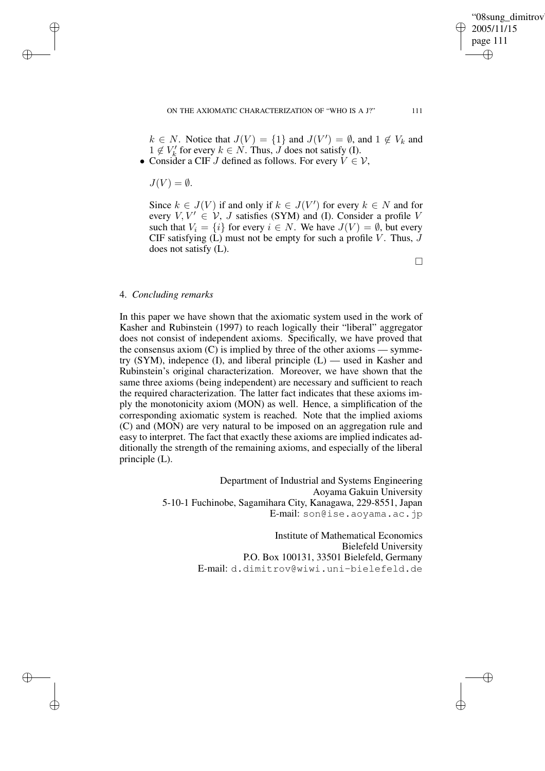$k \in N$. Notice that $J(V) = \{1\}$ and $J(V') = \emptyset$, and $1 \notin V_k$ and $1 \notin V'_k$ for every $k \in N$. Thus, $J$ does not satisfy (I).

- Consider a CIF $J$ defined as follows. For every $V \in \mathcal{V}$,

  $J(V) = \emptyset.$

  Since $k \in J(V)$ if and only if $k \in J(V')$ for every $k \in N$ and for every $V, V' \in \mathcal{V}$, $J$ satisfies (SYM) and (I). Consider a profile $V$ such that $V_i = \{i\}$ for every $i \in N$. We have $J(V) = \emptyset$, but every CIF satisfying (L) must not be empty for such a profile $V$. Thus, $J$ does not satisfy (L).

□

## 4. *Concluding remarks*

In this paper we have shown that the axiomatic system used in the work of Kasher and Rubinstein (1997) to reach logically their "liberal" aggregator does not consist of independent axioms. Specifically, we have proved that the consensus axiom (C) is implied by three of the other axioms — symmetry (SYM), indepence (I), and liberal principle (L) — used in Kasher and Rubinstein's original characterization. Moreover, we have shown that the same three axioms (being independent) are necessary and sufficient to reach the required characterization. The latter fact indicates that these axioms imply the monotonicity axiom (MON) as well. Hence, a simplification of the corresponding axiomatic system is reached. Note that the implied axioms (C) and (MON) are very natural to be imposed on an aggregation rule and easy to interpret. The fact that exactly these axioms are implied indicates additionally the strength of the remaining axioms, and especially of the liberal principle (L).

Department of Industrial and Systems Engineering
Aoyama Gakuin University
5-10-1 Fuchinobe, Sagamihara City, Kanagawa, 229-8551, Japan
E-mail: son@ise.aoyama.ac.jp

Institute of Mathematical Economics
Bielefeld University
P.O. Box 100131, 33501 Bielefeld, Germany
E-mail: d.dimitrov@wiwi.uni-bielefeld.de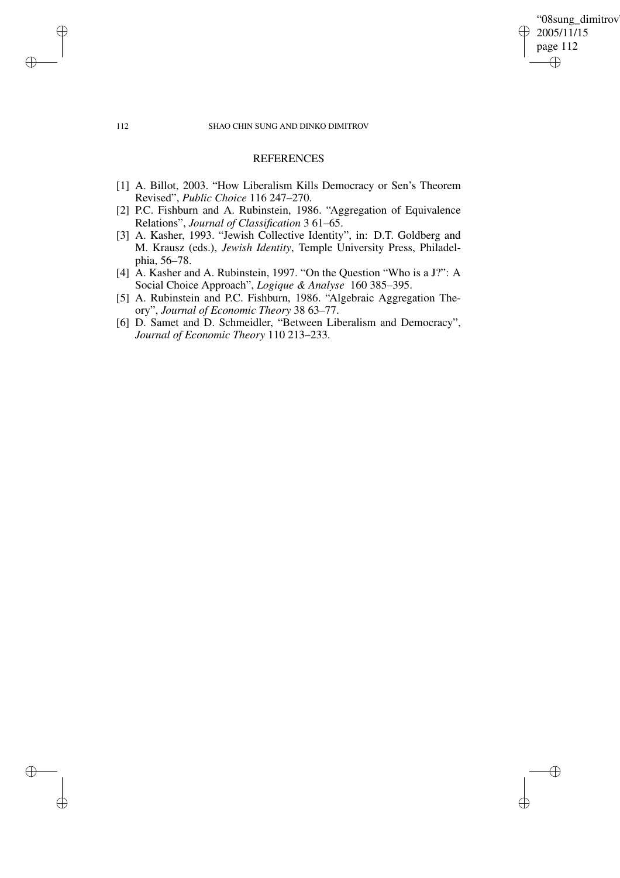## REFERENCES

[1] A. Billot, 2003. "How Liberalism Kills Democracy or Sen's Theorem Revised", *Public Choice* 116 247–270.

[2] P.C. Fishburn and A. Rubinstein, 1986. "Aggregation of Equivalence Relations", *Journal of Classification* 3 61–65.

[3] A. Kasher, 1993. "Jewish Collective Identity", in: D.T. Goldberg and M. Krausz (eds.), *Jewish Identity*, Temple University Press, Philadelphia, 56–78.

[4] A. Kasher and A. Rubinstein, 1997. "On the Question "Who is a J?": A Social Choice Approach", *Logique & Analyse* 160 385–395.

[5] A. Rubinstein and P.C. Fishburn, 1986. "Algebraic Aggregation Theory", *Journal of Economic Theory* 38 63–77.

[6] D. Samet and D. Schmeidler, "Between Liberalism and Democracy", *Journal of Economic Theory* 110 213–233.